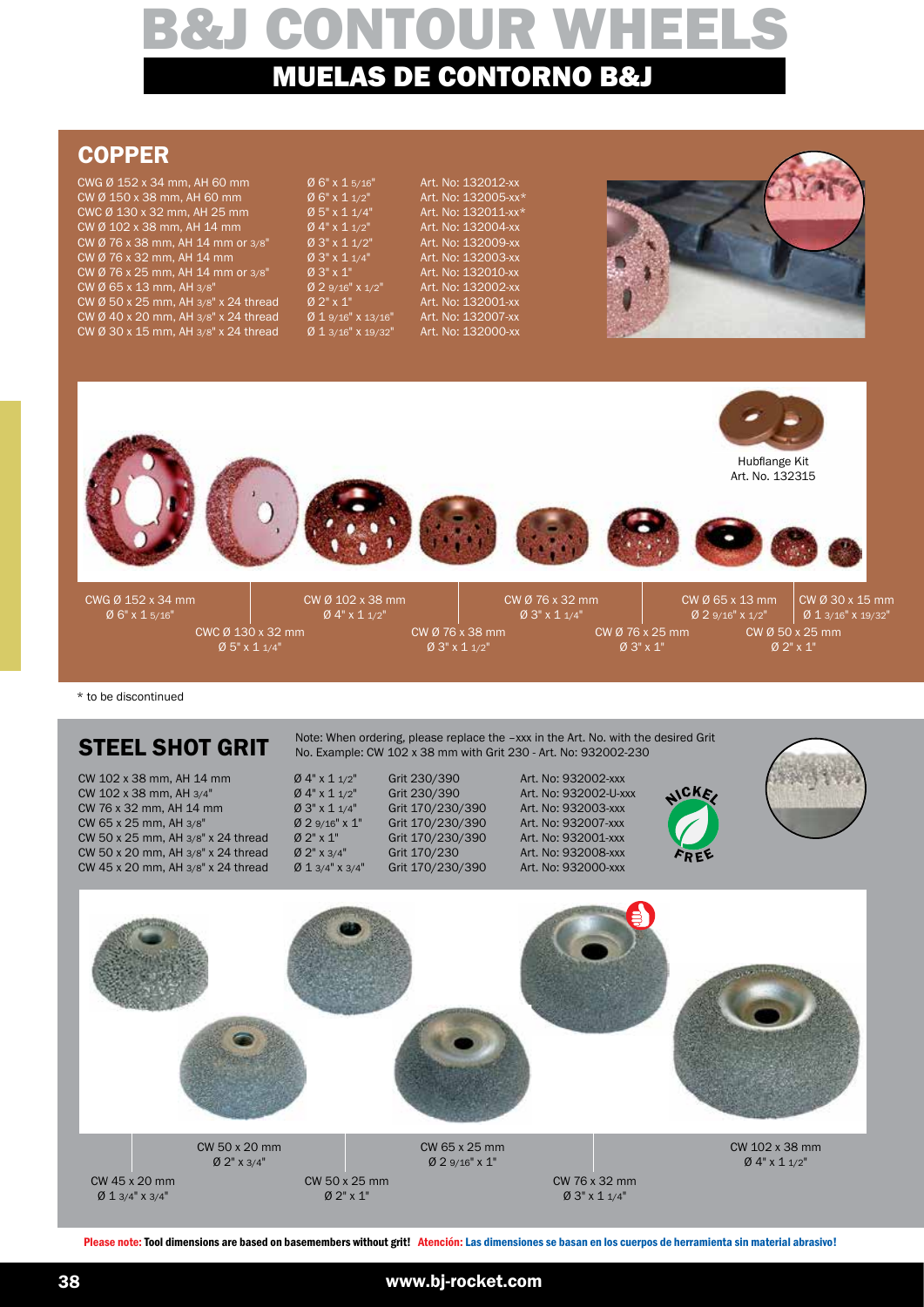// The following markdown body reproduces this document's text and image labels so it can be edited.
# B&J CONTOUR WHEELS

## MUELAS DE CONTORNO B&J

## COPPER

| Description | Size (inch) | Art. No. |
|---|---|---|
| CWG Ø 152 x 34 mm, AH 60 mm | Ø 6" x 1 5/16" | Art. No: 132012-xx |
| CW Ø 150 x 38 mm, AH 60 mm | Ø 6" x 1 1/2" | Art. No: 132005-xx* |
| CWC Ø 130 x 32 mm, AH 25 mm | Ø 5" x 1 1/4" | Art. No: 132011-xx* |
| CW Ø 102 x 38 mm, AH 14 mm | Ø 4" x 1 1/2" | Art. No: 132004-xx |
| CW Ø 76 x 38 mm, AH 14 mm or 3/8" | Ø 3" x 1 1/2" | Art. No: 132009-xx |
| CW Ø 76 x 32 mm, AH 14 mm | Ø 3" x 1 1/4" | Art. No: 132003-xx |
| CW Ø 76 x 25 mm, AH 14 mm or 3/8" | Ø 3" x 1" | Art. No: 132010-xx |
| CW Ø 65 x 13 mm, AH 3/8" | Ø 2 9/16" x 1/2" | Art. No: 132002-xx |
| CW Ø 50 x 25 mm, AH 3/8" x 24 thread | Ø 2" x 1" | Art. No: 132001-xx |
| CW Ø 40 x 20 mm, AH 3/8" x 24 thread | Ø 1 9/16" x 13/16" | Art. No: 132007-xx |
| CW Ø 30 x 15 mm, AH 3/8" x 24 thread | Ø 1 3/16" x 19/32" | Art. No: 132000-xx |

Hubflange Kit
Art. No. 132315

CWG Ø 152 x 34 mm
Ø 6" x 1 5/16"

CWC Ø 130 x 32 mm
Ø 5" x 1 1/4"

CW Ø 102 x 38 mm
Ø 4" x 1 1/2"

CW Ø 76 x 38 mm
Ø 3" x 1 1/2"

CW Ø 76 x 32 mm
Ø 3" x 1 1/4"

CW Ø 76 x 25 mm
Ø 3" x 1"

CW Ø 65 x 13 mm
Ø 2 9/16" x 1/2"

CW Ø 50 x 25 mm
Ø 2" x 1"

CW Ø 30 x 15 mm
Ø 1 3/16" x 19/32"

\* to be discontinued

## STEEL SHOT GRIT

Note: When ordering, please replace the –xxx in the Art. No. with the desired Grit No. Example: CW 102 x 38 mm with Grit 230 - Art. No: 932002-230

| Description | Size (inch) | Grit | Art. No. |
|---|---|---|---|
| CW 102 x 38 mm, AH 14 mm | Ø 4" x 1 1/2" | Grit 230/390 | Art. No: 932002-xxx |
| CW 102 x 38 mm, AH 3/4" | Ø 4" x 1 1/2" | Grit 230/390 | Art. No: 932002-U-xxx |
| CW 76 x 32 mm, AH 14 mm | Ø 3" x 1 1/4" | Grit 170/230/390 | Art. No: 932003-xxx |
| CW 65 x 25 mm, AH 3/8" | Ø 2 9/16" x 1" | Grit 170/230/390 | Art. No: 932007-xxx |
| CW 50 x 25 mm, AH 3/8" x 24 thread | Ø 2" x 1" | Grit 170/230/390 | Art. No: 932001-xxx |
| CW 50 x 20 mm, AH 3/8" x 24 thread | Ø 2" x 3/4" | Grit 170/230 | Art. No: 932008-xxx |
| CW 45 x 20 mm, AH 3/8" x 24 thread | Ø 1 3/4" x 3/4" | Grit 170/230/390 | Art. No: 932000-xxx |

NICKEL FREE

CW 45 x 20 mm
Ø 1 3/4" x 3/4"

CW 50 x 20 mm
Ø 2" x 3/4"

CW 50 x 25 mm
Ø 2" x 1"

CW 65 x 25 mm
Ø 2 9/16" x 1"

CW 76 x 32 mm
Ø 3" x 1 1/4"

CW 102 x 38 mm
Ø 4" x 1 1/2"

**Please note: Tool dimensions are based on basemembers without grit! Atención: Las dimensiones se basan en los cuerpos de herramienta sin material abrasivo!**

www.bj-rocket.com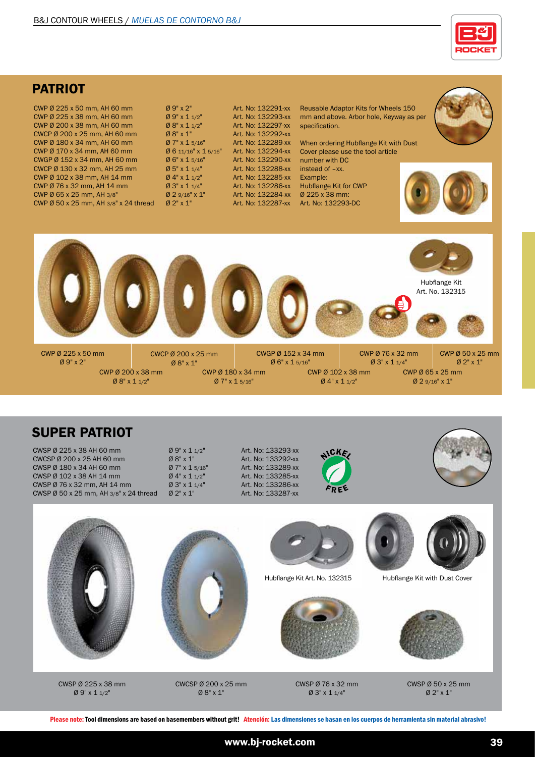## PATRIOT

| | | | |
|---|---|---|---|
| CWP Ø 225 x 50 mm, AH 60 mm | Ø 9" x 2" | Art. No: 132291-xx | |
| CWP Ø 225 x 38 mm, AH 60 mm | Ø 9" x 1 1/2" | Art. No: 132293-xx | |
| CWP Ø 200 x 38 mm, AH 60 mm | Ø 8" x 1 1/2" | Art. No: 132297-xx | |
| CWCP Ø 200 x 25 mm, AH 60 mm | Ø 8" x 1" | Art. No: 132292-xx | |
| CWP Ø 180 x 34 mm, AH 60 mm | Ø 7" x 1 5/16" | Art. No: 132289-xx | |
| CWP Ø 170 x 34 mm, AH 60 mm | Ø 6 11/16" x 1 5/16" | Art. No: 132294-xx | |
| CWGP Ø 152 x 34 mm, AH 60 mm | Ø 6" x 1 5/16" | Art. No: 132290-xx | |
| CWCP Ø 130 x 32 mm, AH 25 mm | Ø 5" x 1 1/4" | Art. No: 132288-xx | |
| CWP Ø 102 x 38 mm, AH 14 mm | Ø 4" x 1 1/2" | Art. No: 132285-xx | |
| CWP Ø 76 x 32 mm, AH 14 mm | Ø 3" x 1 1/4" | Art. No: 132286-xx | |
| CWP Ø 65 x 25 mm, AH 3/8" | Ø 2 9/16" x 1" | Art. No: 132284-xx | |
| CWP Ø 50 x 25 mm, AH 3/8" x 24 thread | Ø 2" x 1" | Art. No: 132287-xx | |

Reusable Adaptor Kits for Wheels 150 mm and above. Arbor hole, Keyway as per specification.

When ordering Hubflange Kit with Dust Cover please use the tool article number with DC instead of –xx.
Example:
Hubflange Kit for CWP Ø 225 x 38 mm:
Art. No: 132293-DC

Hubflange Kit
Art. No. 132315

CWP Ø 225 x 50 mm
Ø 9" x 2"

CWP Ø 200 x 38 mm
Ø 8" x 1 1/2"

CWCP Ø 200 x 25 mm
Ø 8" x 1"

CWP Ø 180 x 34 mm
Ø 7" x 1 5/16"

CWGP Ø 152 x 34 mm
Ø 6" x 1 5/16"

CWP Ø 102 x 38 mm
Ø 4" x 1 1/2"

CWP Ø 76 x 32 mm
Ø 3" x 1 1/4"

CWP Ø 65 x 25 mm
Ø 2 9/16" x 1"

CWP Ø 50 x 25 mm
Ø 2" x 1"

## SUPER PATRIOT

| | | |
|---|---|---|
| CWSP Ø 225 x 38 AH 60 mm | Ø 9" x 1 1/2" | Art. No: 133293-xx |
| CWCSP Ø 200 x 25 AH 60 mm | Ø 8" x 1" | Art. No: 133292-xx |
| CWSP Ø 180 x 34 AH 60 mm | Ø 7" x 1 5/16" | Art. No: 133289-xx |
| CWSP Ø 102 x 38 AH 14 mm | Ø 4" x 1 1/2" | Art. No: 133285-xx |
| CWSP Ø 76 x 32 mm, AH 14 mm | Ø 3" x 1 1/4" | Art. No: 133286-xx |
| CWSP Ø 50 x 25 mm, AH 3/8" x 24 thread | Ø 2" x 1" | Art. No: 133287-xx |

NICKEL FREE

Hubflange Kit Art. No. 132315

Hubflange Kit with Dust Cover

CWSP Ø 225 x 38 mm
Ø 9" x 1 1/2"

CWCSP Ø 200 x 25 mm
Ø 8" x 1"

CWSP Ø 76 x 32 mm
Ø 3" x 1 1/4"

CWSP Ø 50 x 25 mm
Ø 2" x 1"

**Please note: Tool dimensions are based on basemembers without grit! Atención: Las dimensiones se basan en los cuerpos de herramienta sin material abrasivo!**

www.bj-rocket.com